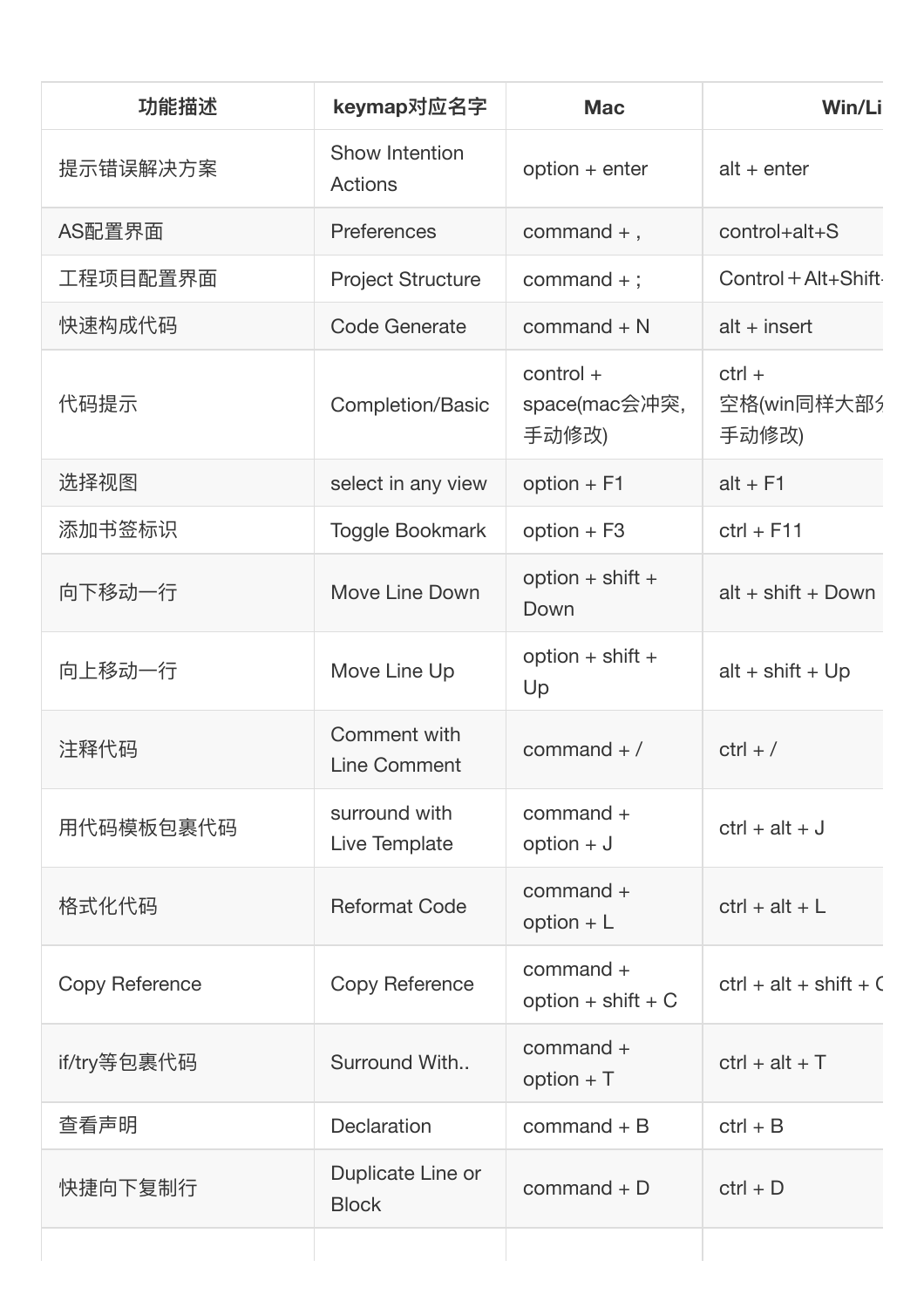| 功能描述 | keymap对应名字 | Mac | Win/Li |
| --- | --- | --- | --- |
| 提示错误解决方案 | Show Intention Actions | option + enter | alt + enter |
| AS配置界面 | Preferences | command + , | control+alt+S |
| 工程项目配置界面 | Project Structure | command + ; | Control＋Alt+Shift |
| 快速构成代码 | Code Generate | command + N | alt + insert |
| 代码提示 | Completion/Basic | control + space(mac会冲突，手动修改) | ctrl + 空格(win同样大部分手动修改) |
| 选择视图 | select in any view | option + F1 | alt + F1 |
| 添加书签标识 | Toggle Bookmark | option + F3 | ctrl + F11 |
| 向下移动一行 | Move Line Down | option + shift + Down | alt + shift + Down |
| 向上移动一行 | Move Line Up | option + shift + Up | alt + shift + Up |
| 注释代码 | Comment with Line Comment | command + / | ctrl + / |
| 用代码模板包裹代码 | surround with Live Template | command + option + J | ctrl + alt + J |
| 格式化代码 | Reformat Code | command + option + L | ctrl + alt + L |
| Copy Reference | Copy Reference | command + option + shift + C | ctrl + alt + shift + C |
| if/try等包裹代码 | Surround With.. | command + option + T | ctrl + alt + T |
| 查看声明 | Declaration | command + B | ctrl + B |
| 快捷向下复制行 | Duplicate Line or Block | command + D | ctrl + D |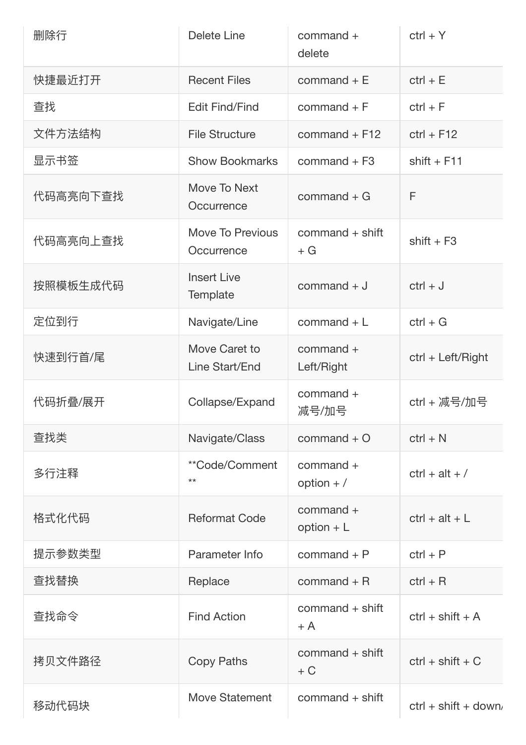| | | | |
|---|---|---|---|
| 删除行 | Delete Line | command + delete | ctrl + Y |
| 快捷最近打开 | Recent Files | command + E | ctrl + E |
| 查找 | Edit Find/Find | command + F | ctrl + F |
| 文件方法结构 | File Structure | command + F12 | ctrl + F12 |
| 显示书签 | Show Bookmarks | command + F3 | shift + F11 |
| 代码高亮向下查找 | Move To Next Occurrence | command + G | F |
| 代码高亮向上查找 | Move To Previous Occurrence | command + shift + G | shift + F3 |
| 按照模板生成代码 | Insert Live Template | command + J | ctrl + J |
| 定位到行 | Navigate/Line | command + L | ctrl + G |
| 快速到行首/尾 | Move Caret to Line Start/End | command + Left/Right | ctrl + Left/Right |
| 代码折叠/展开 | Collapse/Expand | command + 减号/加号 | ctrl + 减号/加号 |
| 查找类 | Navigate/Class | command + O | ctrl + N |
| 多行注释 | **Code/Comment ** | command + option + / | ctrl + alt + / |
| 格式化代码 | Reformat Code | command + option + L | ctrl + alt + L |
| 提示参数类型 | Parameter Info | command + P | ctrl + P |
| 查找替换 | Replace | command + R | ctrl + R |
| 查找命令 | Find Action | command + shift + A | ctrl + shift + A |
| 拷贝文件路径 | Copy Paths | command + shift + C | ctrl + shift + C |
| 移动代码块 | Move Statement | command + shift | ctrl + shift + down/ |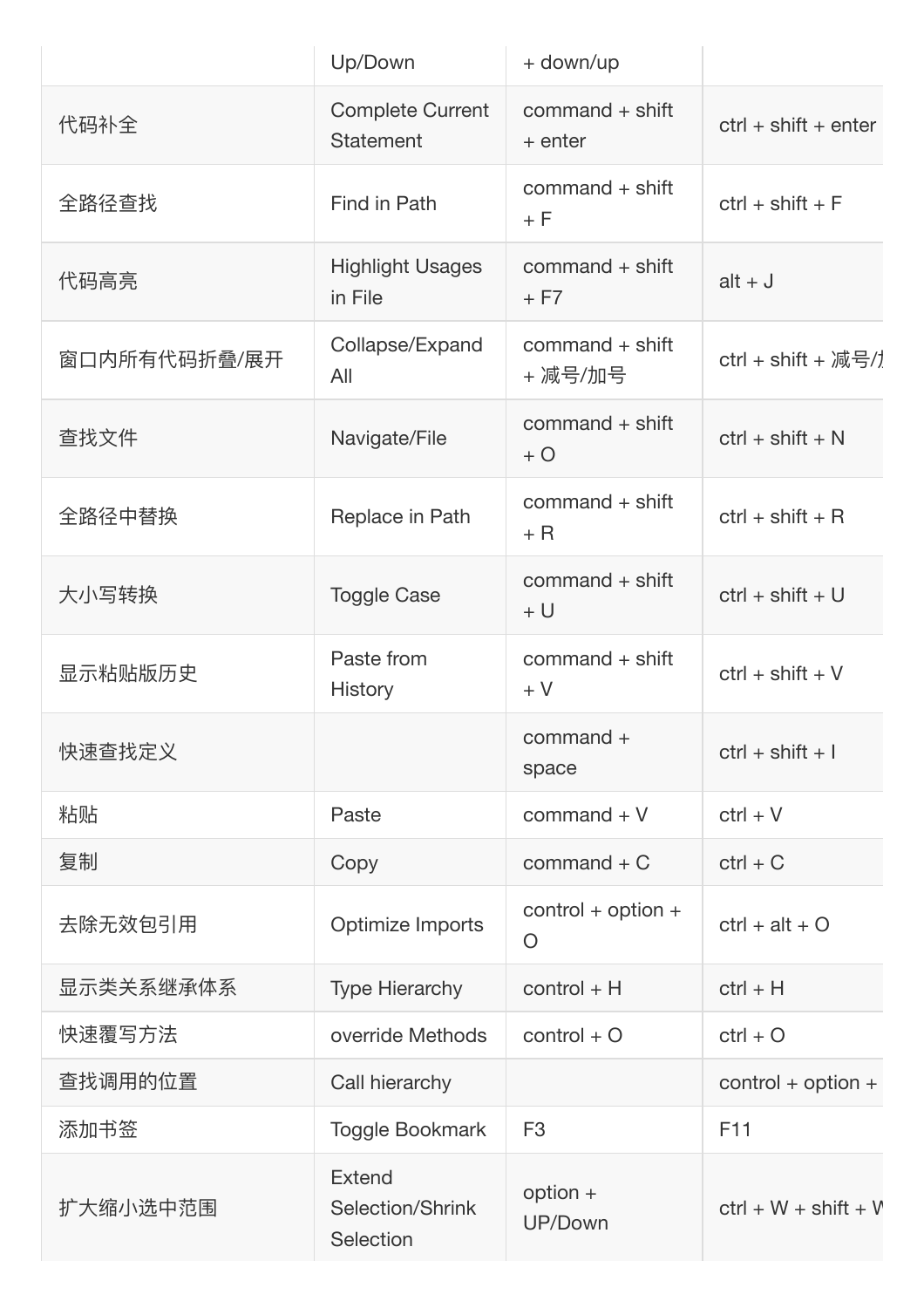| | | | |
|---|---|---|---|
| | Up/Down | + down/up | |
| 代码补全 | Complete Current Statement | command + shift + enter | ctrl + shift + enter |
| 全路径查找 | Find in Path | command + shift + F | ctrl + shift + F |
| 代码高亮 | Highlight Usages in File | command + shift + F7 | alt + J |
| 窗口内所有代码折叠/展开 | Collapse/Expand All | command + shift + 减号/加号 | ctrl + shift + 减号/加 |
| 查找文件 | Navigate/File | command + shift + O | ctrl + shift + N |
| 全路径中替换 | Replace in Path | command + shift + R | ctrl + shift + R |
| 大小写转换 | Toggle Case | command + shift + U | ctrl + shift + U |
| 显示粘贴版历史 | Paste from History | command + shift + V | ctrl + shift + V |
| 快速查找定义 | | command + space | ctrl + shift + I |
| 粘贴 | Paste | command + V | ctrl + V |
| 复制 | Copy | command + C | ctrl + C |
| 去除无效包引用 | Optimize Imports | control + option + O | ctrl + alt + O |
| 显示类关系继承体系 | Type Hierarchy | control + H | ctrl + H |
| 快速覆写方法 | override Methods | control + O | ctrl + O |
| 查找调用的位置 | Call hierarchy | | control + option + |
| 添加书签 | Toggle Bookmark | F3 | F11 |
| 扩大缩小选中范围 | Extend Selection/Shrink Selection | option + UP/Down | ctrl + W + shift + W |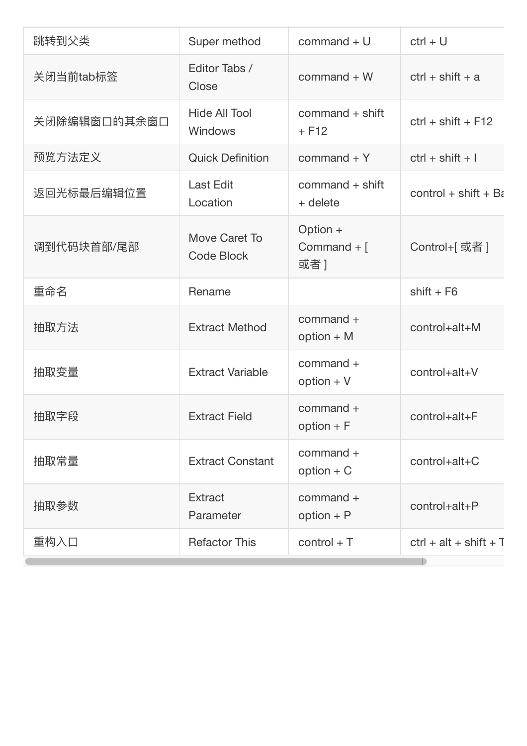| | | | |
|---|---|---|---|
| 跳转到父类 | Super method | command + U | ctrl + U |
| 关闭当前tab标签 | Editor Tabs / Close | command + W | ctrl + shift + a |
| 关闭除编辑窗口的其余窗口 | Hide All Tool Windows | command + shift + F12 | ctrl + shift + F12 |
| 预览方法定义 | Quick Definition | command + Y | ctrl + shift + I |
| 返回光标最后编辑位置 | Last Edit Location | command + shift + delete | control + shift + Ba |
| 调到代码块首部/尾部 | Move Caret To Code Block | Option + Command + [ 或者 ] | Control+[ 或者 ] |
| 重命名 | Rename | | shift + F6 |
| 抽取方法 | Extract Method | command + option + M | control+alt+M |
| 抽取变量 | Extract Variable | command + option + V | control+alt+V |
| 抽取字段 | Extract Field | command + option + F | control+alt+F |
| 抽取常量 | Extract Constant | command + option + C | control+alt+C |
| 抽取参数 | Extract Parameter | command + option + P | control+alt+P |
| 重构入口 | Refactor This | control + T | ctrl + alt + shift + T |